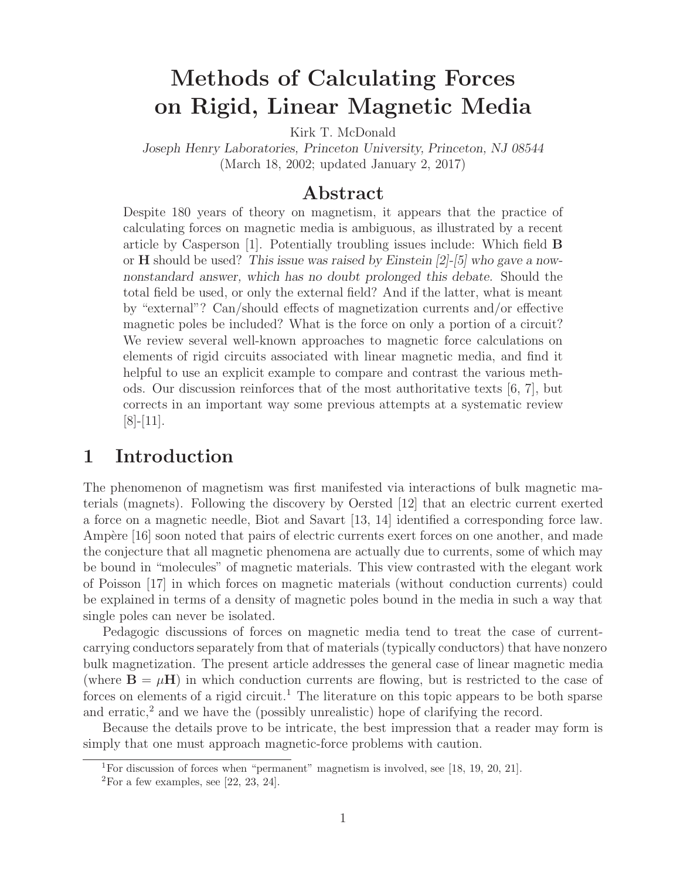# Methods of Calculating Forces on Rigid, Linear Magnetic Media

Kirk T. McDonald

*Joseph Henry Laboratories, Princeton University, Princeton, NJ 08544*

(March 18, 2002; updated January 2, 2017)

## Abstract

Despite 180 years of theory on magnetism, it appears that the practice of calculating forces on magnetic media is ambiguous, as illustrated by a recent article by Casperson [1]. Potentially troubling issues include: Which field **B** or **H** should be used? *This issue was raised by Einstein [2]-[5] who gave a now-nonstandard answer, which has no doubt prolonged this debate*. Should the total field be used, or only the external field? And if the latter, what is meant by "external"? Can/should effects of magnetization currents and/or effective magnetic poles be included? What is the force on only a portion of a circuit? We review several well-known approaches to magnetic force calculations on elements of rigid circuits associated with linear magnetic media, and find it helpful to use an explicit example to compare and contrast the various methods. Our discussion reinforces that of the most authoritative texts [6, 7], but corrects in an important way some previous attempts at a systematic review [8]-[11].

## 1 Introduction

The phenomenon of magnetism was first manifested via interactions of bulk magnetic materials (magnets). Following the discovery by Oersted [12] that an electric current exerted a force on a magnetic needle, Biot and Savart [13, 14] identified a corresponding force law. Ampère [16] soon noted that pairs of electric currents exert forces on one another, and made the conjecture that all magnetic phenomena are actually due to currents, some of which may be bound in "molecules" of magnetic materials. This view contrasted with the elegant work of Poisson [17] in which forces on magnetic materials (without conduction currents) could be explained in terms of a density of magnetic poles bound in the media in such a way that single poles can never be isolated.

Pedagogic discussions of forces on magnetic media tend to treat the case of current-carrying conductors separately from that of materials (typically conductors) that have nonzero bulk magnetization. The present article addresses the general case of linear magnetic media (where $\mathbf{B} = \mu\mathbf{H}$) in which conduction currents are flowing, but is restricted to the case of forces on elements of a rigid circuit.[1] The literature on this topic appears to be both sparse and erratic,[2] and we have the (possibly unrealistic) hope of clarifying the record.

Because the details prove to be intricate, the best impression that a reader may form is simply that one must approach magnetic-force problems with caution.

---

[1] For discussion of forces when "permanent" magnetism is involved, see [18, 19, 20, 21].

[2] For a few examples, see [22, 23, 24].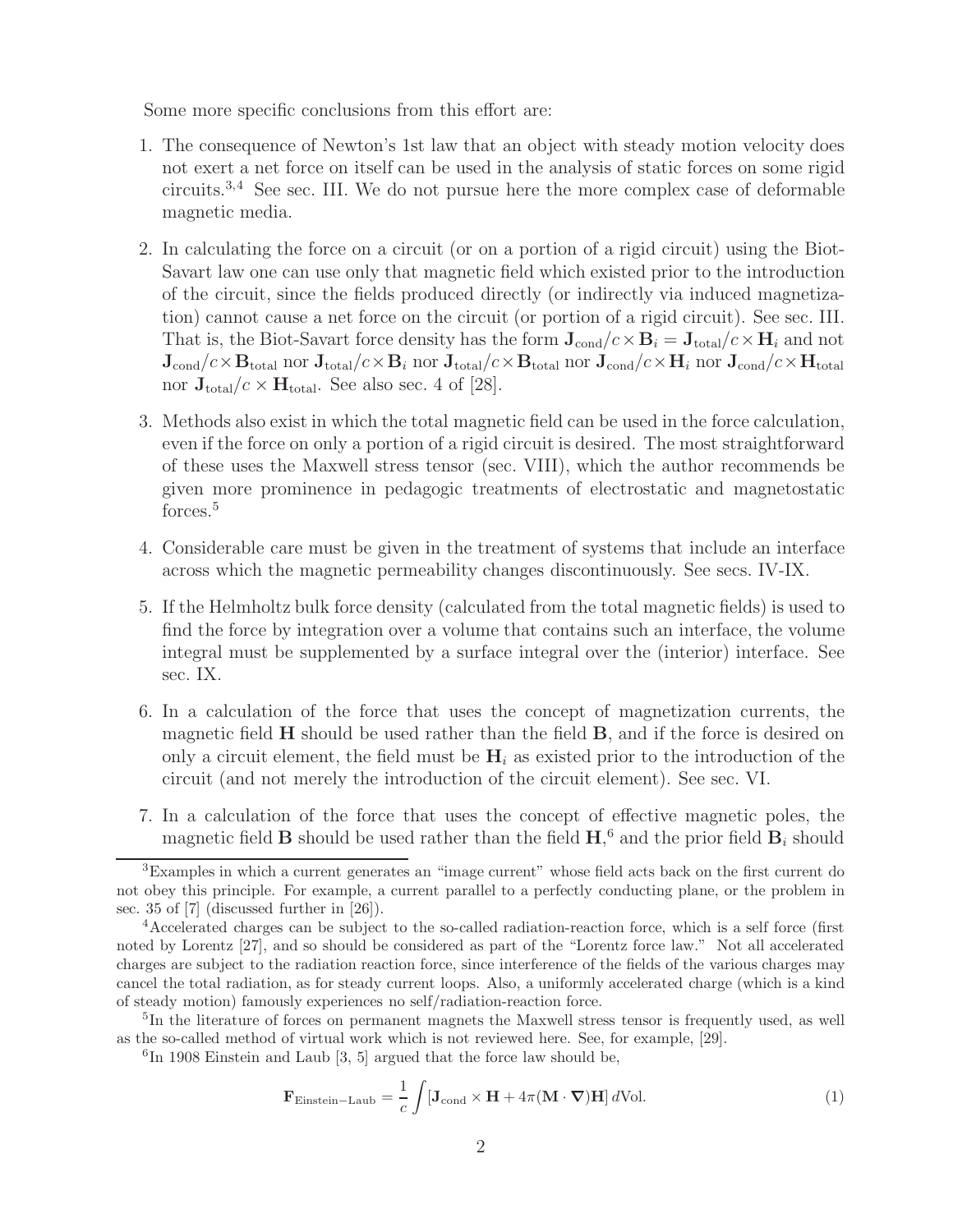Some more specific conclusions from this effort are:

1. The consequence of Newton's 1st law that an object with steady motion velocity does not exert a net force on itself can be used in the analysis of static forces on some rigid circuits.[3,4] See sec. III. We do not pursue here the more complex case of deformable magnetic media.

2. In calculating the force on a circuit (or on a portion of a rigid circuit) using the Biot-Savart law one can use only that magnetic field which existed prior to the introduction of the circuit, since the fields produced directly (or indirectly via induced magnetization) cannot cause a net force on the circuit (or portion of a rigid circuit). See sec. III. That is, the Biot-Savart force density has the form $\mathbf{J}_{\rm cond}/c \times \mathbf{B}_i = \mathbf{J}_{\rm total}/c \times \mathbf{H}_i$ and not $\mathbf{J}_{\rm cond}/c \times \mathbf{B}_{\rm total}$ nor $\mathbf{J}_{\rm total}/c \times \mathbf{B}_i$ nor $\mathbf{J}_{\rm total}/c \times \mathbf{B}_{\rm total}$ nor $\mathbf{J}_{\rm cond}/c \times \mathbf{H}_i$ nor $\mathbf{J}_{\rm cond}/c \times \mathbf{H}_{\rm total}$ nor $\mathbf{J}_{\rm total}/c \times \mathbf{H}_{\rm total}$. See also sec. 4 of [28].

3. Methods also exist in which the total magnetic field can be used in the force calculation, even if the force on only a portion of a rigid circuit is desired. The most straightforward of these uses the Maxwell stress tensor (sec. VIII), which the author recommends be given more prominence in pedagogic treatments of electrostatic and magnetostatic forces.[5]

4. Considerable care must be given in the treatment of systems that include an interface across which the magnetic permeability changes discontinuously. See secs. IV-IX.

5. If the Helmholtz bulk force density (calculated from the total magnetic fields) is used to find the force by integration over a volume that contains such an interface, the volume integral must be supplemented by a surface integral over the (interior) interface. See sec. IX.

6. In a calculation of the force that uses the concept of magnetization currents, the magnetic field $\mathbf{H}$ should be used rather than the field $\mathbf{B}$, and if the force is desired on only a circuit element, the field must be $\mathbf{H}_i$ as existed prior to the introduction of the circuit (and not merely the introduction of the circuit element). See sec. VI.

7. In a calculation of the force that uses the concept of effective magnetic poles, the magnetic field $\mathbf{B}$ should be used rather than the field $\mathbf{H}$,[6] and the prior field $\mathbf{B}_i$ should

---

[3] Examples in which a current generates an "image current" whose field acts back on the first current do not obey this principle. For example, a current parallel to a perfectly conducting plane, or the problem in sec. 35 of [7] (discussed further in [26]).

[4] Accelerated charges can be subject to the so-called radiation-reaction force, which is a self force (first noted by Lorentz [27], and so should be considered as part of the "Lorentz force law." Not all accelerated charges are subject to the radiation reaction force, since interference of the fields of the various charges may cancel the total radiation, as for steady current loops. Also, a uniformly accelerated charge (which is a kind of steady motion) famously experiences no self/radiation-reaction force.

[5] In the literature of forces on permanent magnets the Maxwell stress tensor is frequently used, as well as the so-called method of virtual work which is not reviewed here. See, for example, [29].

[6] In 1908 Einstein and Laub [3, 5] argued that the force law should be,

$$\mathbf{F}_{\rm Einstein-Laub} = \frac{1}{c} \int [\mathbf{J}_{\rm cond} \times \mathbf{H} + 4\pi(\mathbf{M} \cdot \boldsymbol{\nabla})\mathbf{H}] \, d{\rm Vol}. \tag{1}$$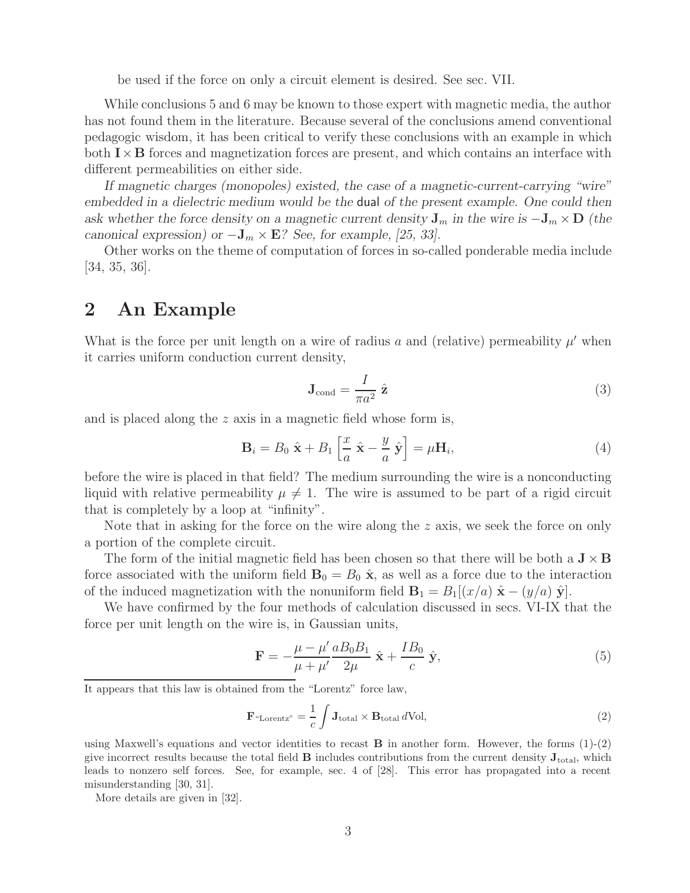be used if the force on only a circuit element is desired. See sec. VII.

While conclusions 5 and 6 may be known to those expert with magnetic media, the author has not found them in the literature. Because several of the conclusions amend conventional pedagogic wisdom, it has been critical to verify these conclusions with an example in which both $\mathbf{I} \times \mathbf{B}$ forces and magnetization forces are present, and which contains an interface with different permeabilities on either side.

*If magnetic charges (monopoles) existed, the case of a magnetic-current-carrying "wire" embedded in a dielectric medium would be the* dual *of the present example. One could then ask whether the force density on a magnetic current density $\mathbf{J}_m$ in the wire is $-\mathbf{J}_m \times \mathbf{D}$ (the canonical expression) or $-\mathbf{J}_m \times \mathbf{E}$? See, for example, [25, 33].*

Other works on the theme of computation of forces in so-called ponderable media include [34, 35, 36].

## 2 An Example

What is the force per unit length on a wire of radius $a$ and (relative) permeability $\mu'$ when it carries uniform conduction current density,

$$\mathbf{J}_{\rm cond} = \frac{I}{\pi a^2}\,\hat{\mathbf{z}} \tag{3}$$

and is placed along the $z$ axis in a magnetic field whose form is,

$$\mathbf{B}_i = B_0\,\hat{\mathbf{x}} + B_1\left[\frac{x}{a}\,\hat{\mathbf{x}} - \frac{y}{a}\,\hat{\mathbf{y}}\right] = \mu \mathbf{H}_i, \tag{4}$$

before the wire is placed in that field? The medium surrounding the wire is a nonconducting liquid with relative permeability $\mu \neq 1$. The wire is assumed to be part of a rigid circuit that is completely by a loop at "infinity".

Note that in asking for the force on the wire along the $z$ axis, we seek the force on only a portion of the complete circuit.

The form of the initial magnetic field has been chosen so that there will be both a $\mathbf{J} \times \mathbf{B}$ force associated with the uniform field $\mathbf{B}_0 = B_0\,\hat{\mathbf{x}}$, as well as a force due to the interaction of the induced magnetization with the nonuniform field $\mathbf{B}_1 = B_1[(x/a)\,\hat{\mathbf{x}} - (y/a)\,\hat{\mathbf{y}}]$.

We have confirmed by the four methods of calculation discussed in secs. VI-IX that the force per unit length on the wire is, in Gaussian units,

$$\mathbf{F} = -\frac{\mu - \mu'}{\mu + \mu'}\frac{aB_0B_1}{2\mu}\,\hat{\mathbf{x}} + \frac{IB_0}{c}\,\hat{\mathbf{y}}, \tag{5}$$

---

It appears that this law is obtained from the "Lorentz" force law,

$$\mathbf{F}_{\text{"Lorentz"}} = \frac{1}{c}\int \mathbf{J}_{\rm total} \times \mathbf{B}_{\rm total}\,d\text{Vol}, \tag{2}$$

using Maxwell's equations and vector identities to recast $\mathbf{B}$ in another form. However, the forms (1)-(2) give incorrect results because the total field $\mathbf{B}$ includes contributions from the current density $\mathbf{J}_{\rm total}$, which leads to nonzero self forces. See, for example, sec. 4 of [28]. This error has propagated into a recent misunderstanding [30, 31].

More details are given in [32].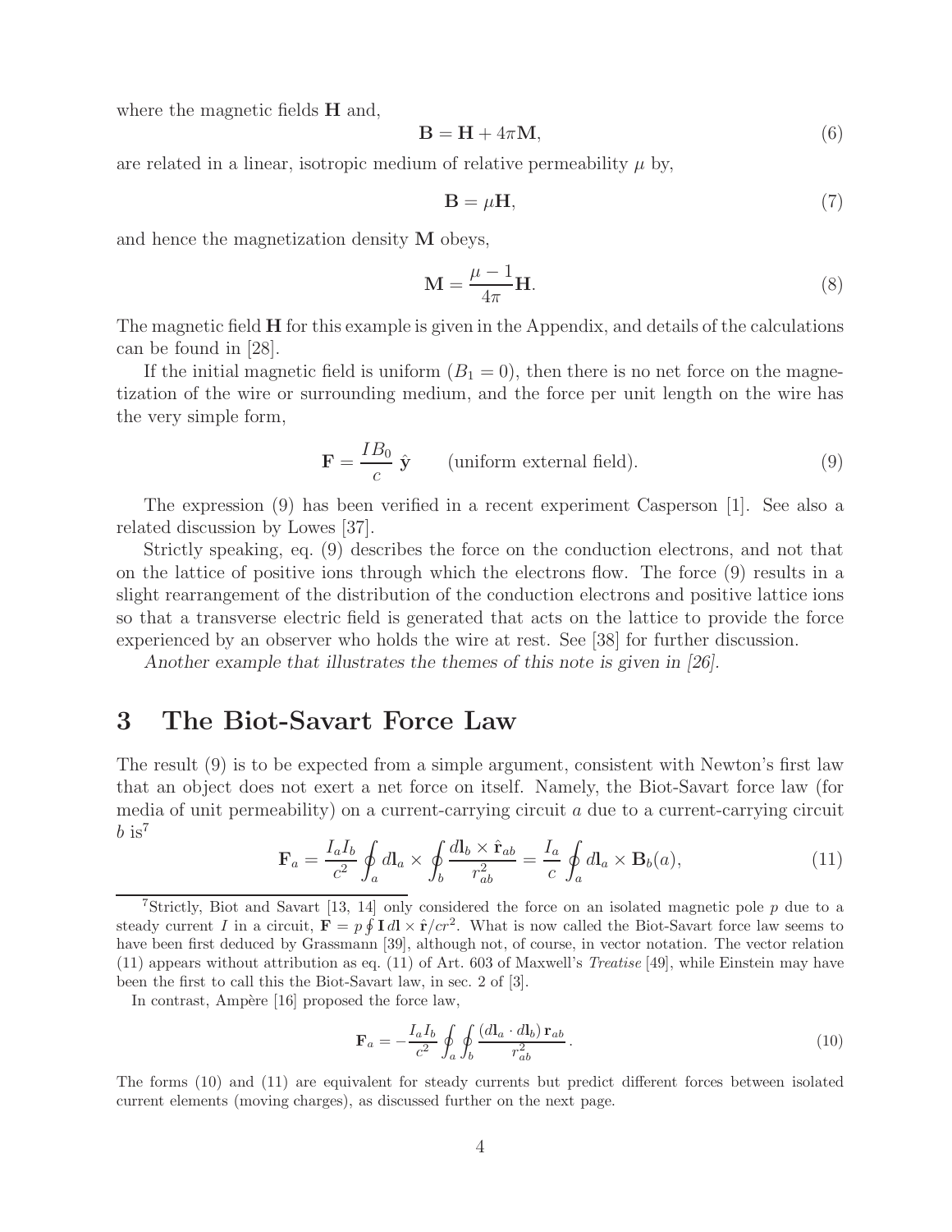where the magnetic fields $\mathbf{H}$ and,

$$\mathbf{B} = \mathbf{H} + 4\pi\mathbf{M}, \tag{6}$$

are related in a linear, isotropic medium of relative permeability $\mu$ by,

$$\mathbf{B} = \mu\mathbf{H}, \tag{7}$$

and hence the magnetization density $\mathbf{M}$ obeys,

$$\mathbf{M} = \frac{\mu - 1}{4\pi}\mathbf{H}. \tag{8}$$

The magnetic field $\mathbf{H}$ for this example is given in the Appendix, and details of the calculations can be found in [28].

If the initial magnetic field is uniform ($B_1 = 0$), then there is no net force on the magnetization of the wire or surrounding medium, and the force per unit length on the wire has the very simple form,

$$\mathbf{F} = \frac{IB_0}{c}\,\hat{\mathbf{y}} \qquad \text{(uniform external field).} \tag{9}$$

The expression (9) has been verified in a recent experiment Casperson [1]. See also a related discussion by Lowes [37].

Strictly speaking, eq. (9) describes the force on the conduction electrons, and not that on the lattice of positive ions through which the electrons flow. The force (9) results in a slight rearrangement of the distribution of the conduction electrons and positive lattice ions so that a transverse electric field is generated that acts on the lattice to provide the force experienced by an observer who holds the wire at rest. See [38] for further discussion.

*Another example that illustrates the themes of this note is given in [26].*

## 3 The Biot-Savart Force Law

The result (9) is to be expected from a simple argument, consistent with Newton's first law that an object does not exert a net force on itself. Namely, the Biot-Savart force law (for media of unit permeability) on a current-carrying circuit $a$ due to a current-carrying circuit $b$ is[7]

$$\mathbf{F}_a = \frac{I_a I_b}{c^2}\oint_a d\mathbf{l}_a \times \oint_b \frac{d\mathbf{l}_b \times \hat{\mathbf{r}}_{ab}}{r_{ab}^2} = \frac{I_a}{c}\oint_a d\mathbf{l}_a \times \mathbf{B}_b(a), \tag{11}$$

[7] Strictly, Biot and Savart [13, 14] only considered the force on an isolated magnetic pole $p$ due to a steady current $I$ in a circuit, $\mathbf{F} = p\oint \mathbf{I}\,d\mathbf{l} \times \hat{\mathbf{r}}/cr^2$. What is now called the Biot-Savart force law seems to have been first deduced by Grassmann [39], although not, of course, in vector notation. The vector relation (11) appears without attribution as eq. (11) of Art. 603 of Maxwell's *Treatise* [49], while Einstein may have been the first to call this the Biot-Savart law, in sec. 2 of [3].

In contrast, Ampère [16] proposed the force law,

$$\mathbf{F}_a = -\frac{I_a I_b}{c^2}\oint_a\oint_b \frac{(d\mathbf{l}_a \cdot d\mathbf{l}_b)\,\mathbf{r}_{ab}}{r_{ab}^2}. \tag{10}$$

The forms (10) and (11) are equivalent for steady currents but predict different forces between isolated current elements (moving charges), as discussed further on the next page.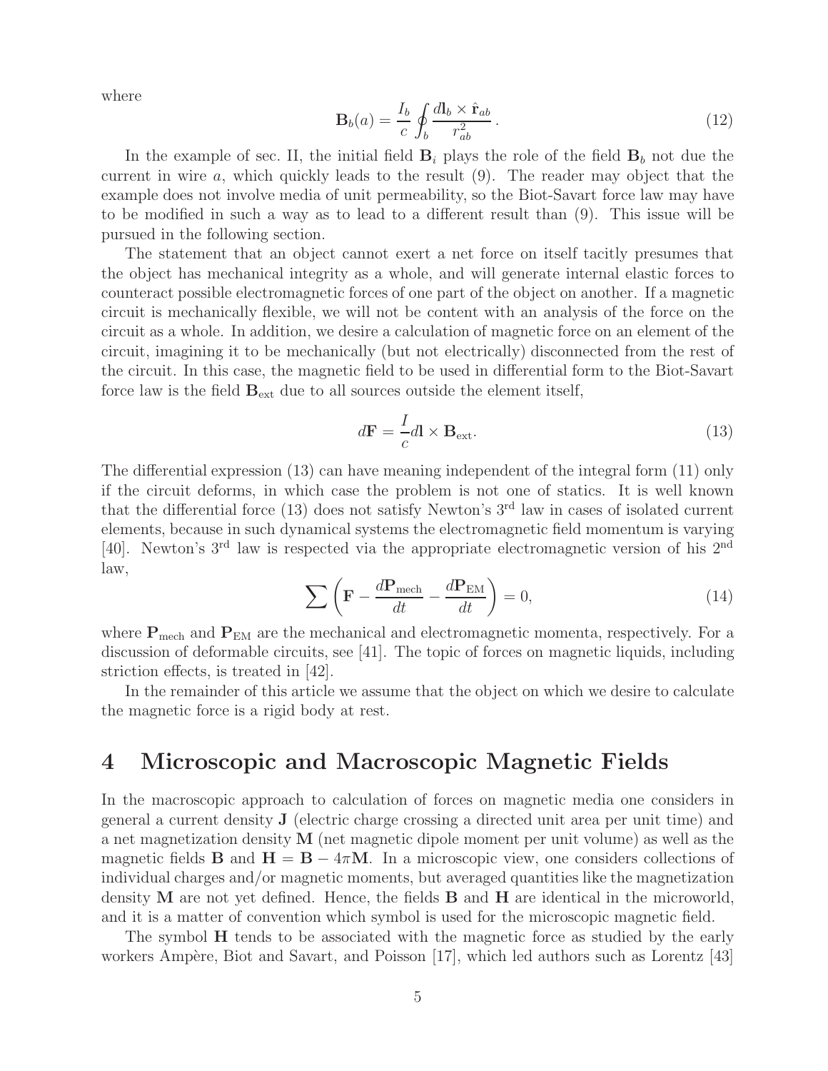where

$$\mathbf{B}_b(a) = \frac{I_b}{c} \oint_b \frac{d\mathbf{l}_b \times \hat{\mathbf{r}}_{ab}}{r_{ab}^2}. \tag{12}$$

In the example of sec. II, the initial field $\mathbf{B}_i$ plays the role of the field $\mathbf{B}_b$ not due the current in wire $a$, which quickly leads to the result (9). The reader may object that the example does not involve media of unit permeability, so the Biot-Savart force law may have to be modified in such a way as to lead to a different result than (9). This issue will be pursued in the following section.

The statement that an object cannot exert a net force on itself tacitly presumes that the object has mechanical integrity as a whole, and will generate internal elastic forces to counteract possible electromagnetic forces of one part of the object on another. If a magnetic circuit is mechanically flexible, we will not be content with an analysis of the force on the circuit as a whole. In addition, we desire a calculation of magnetic force on an element of the circuit, imagining it to be mechanically (but not electrically) disconnected from the rest of the circuit. In this case, the magnetic field to be used in differential form to the Biot-Savart force law is the field $\mathbf{B}_{\rm ext}$ due to all sources outside the element itself,

$$d\mathbf{F} = \frac{I}{c} d\mathbf{l} \times \mathbf{B}_{\rm ext}. \tag{13}$$

The differential expression (13) can have meaning independent of the integral form (11) only if the circuit deforms, in which case the problem is not one of statics. It is well known that the differential force (13) does not satisfy Newton's 3rd law in cases of isolated current elements, because in such dynamical systems the electromagnetic field momentum is varying [40]. Newton's 3rd law is respected via the appropriate electromagnetic version of his 2nd law,

$$\sum \left( \mathbf{F} - \frac{d\mathbf{P}_{\rm mech}}{dt} - \frac{d\mathbf{P}_{\rm EM}}{dt} \right) = 0, \tag{14}$$

where $\mathbf{P}_{\rm mech}$ and $\mathbf{P}_{\rm EM}$ are the mechanical and electromagnetic momenta, respectively. For a discussion of deformable circuits, see [41]. The topic of forces on magnetic liquids, including striction effects, is treated in [42].

In the remainder of this article we assume that the object on which we desire to calculate the magnetic force is a rigid body at rest.

# 4 Microscopic and Macroscopic Magnetic Fields

In the macroscopic approach to calculation of forces on magnetic media one considers in general a current density $\mathbf{J}$ (electric charge crossing a directed unit area per unit time) and a net magnetization density $\mathbf{M}$ (net magnetic dipole moment per unit volume) as well as the magnetic fields $\mathbf{B}$ and $\mathbf{H} = \mathbf{B} - 4\pi\mathbf{M}$. In a microscopic view, one considers collections of individual charges and/or magnetic moments, but averaged quantities like the magnetization density $\mathbf{M}$ are not yet defined. Hence, the fields $\mathbf{B}$ and $\mathbf{H}$ are identical in the microworld, and it is a matter of convention which symbol is used for the microscopic magnetic field.

The symbol $\mathbf{H}$ tends to be associated with the magnetic force as studied by the early workers Ampère, Biot and Savart, and Poisson [17], which led authors such as Lorentz [43]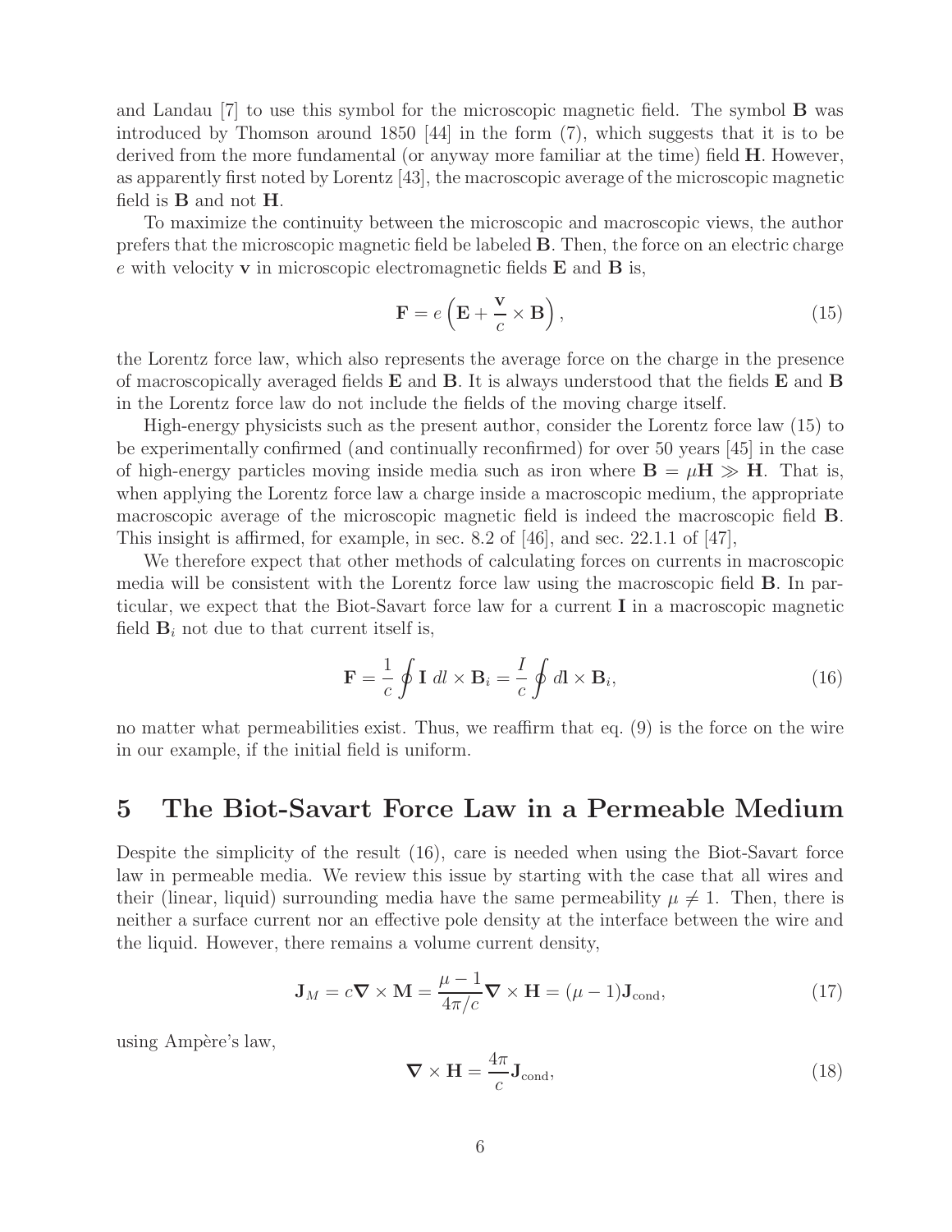and Landau [7] to use this symbol for the microscopic magnetic field. The symbol **B** was introduced by Thomson around 1850 [44] in the form (7), which suggests that it is to be derived from the more fundamental (or anyway more familiar at the time) field **H**. However, as apparently first noted by Lorentz [43], the macroscopic average of the microscopic magnetic field is **B** and not **H**.

To maximize the continuity between the microscopic and macroscopic views, the author prefers that the microscopic magnetic field be labeled **B**. Then, the force on an electric charge $e$ with velocity $\mathbf{v}$ in microscopic electromagnetic fields **E** and **B** is,

$$\mathbf{F} = e\left(\mathbf{E} + \frac{\mathbf{v}}{c} \times \mathbf{B}\right), \tag{15}$$

the Lorentz force law, which also represents the average force on the charge in the presence of macroscopically averaged fields **E** and **B**. It is always understood that the fields **E** and **B** in the Lorentz force law do not include the fields of the moving charge itself.

High-energy physicists such as the present author, consider the Lorentz force law (15) to be experimentally confirmed (and continually reconfirmed) for over 50 years [45] in the case of high-energy particles moving inside media such as iron where $\mathbf{B} = \mu\mathbf{H} \gg \mathbf{H}$. That is, when applying the Lorentz force law a charge inside a macroscopic medium, the appropriate macroscopic average of the microscopic magnetic field is indeed the macroscopic field **B**. This insight is affirmed, for example, in sec. 8.2 of [46], and sec. 22.1.1 of [47],

We therefore expect that other methods of calculating forces on currents in macroscopic media will be consistent with the Lorentz force law using the macroscopic field **B**. In particular, we expect that the Biot-Savart force law for a current **I** in a macroscopic magnetic field $\mathbf{B}_i$ not due to that current itself is,

$$\mathbf{F} = \frac{1}{c}\oint \mathbf{I}\, dl \times \mathbf{B}_i = \frac{I}{c}\oint d\mathbf{l} \times \mathbf{B}_i, \tag{16}$$

no matter what permeabilities exist. Thus, we reaffirm that eq. (9) is the force on the wire in our example, if the initial field is uniform.

# 5 The Biot-Savart Force Law in a Permeable Medium

Despite the simplicity of the result (16), care is needed when using the Biot-Savart force law in permeable media. We review this issue by starting with the case that all wires and their (linear, liquid) surrounding media have the same permeability $\mu \neq 1$. Then, there is neither a surface current nor an effective pole density at the interface between the wire and the liquid. However, there remains a volume current density,

$$\mathbf{J}_M = c\boldsymbol{\nabla} \times \mathbf{M} = \frac{\mu - 1}{4\pi/c}\boldsymbol{\nabla} \times \mathbf{H} = (\mu - 1)\mathbf{J}_{\rm cond}, \tag{17}$$

using Ampère's law,

$$\boldsymbol{\nabla} \times \mathbf{H} = \frac{4\pi}{c}\mathbf{J}_{\rm cond}, \tag{18}$$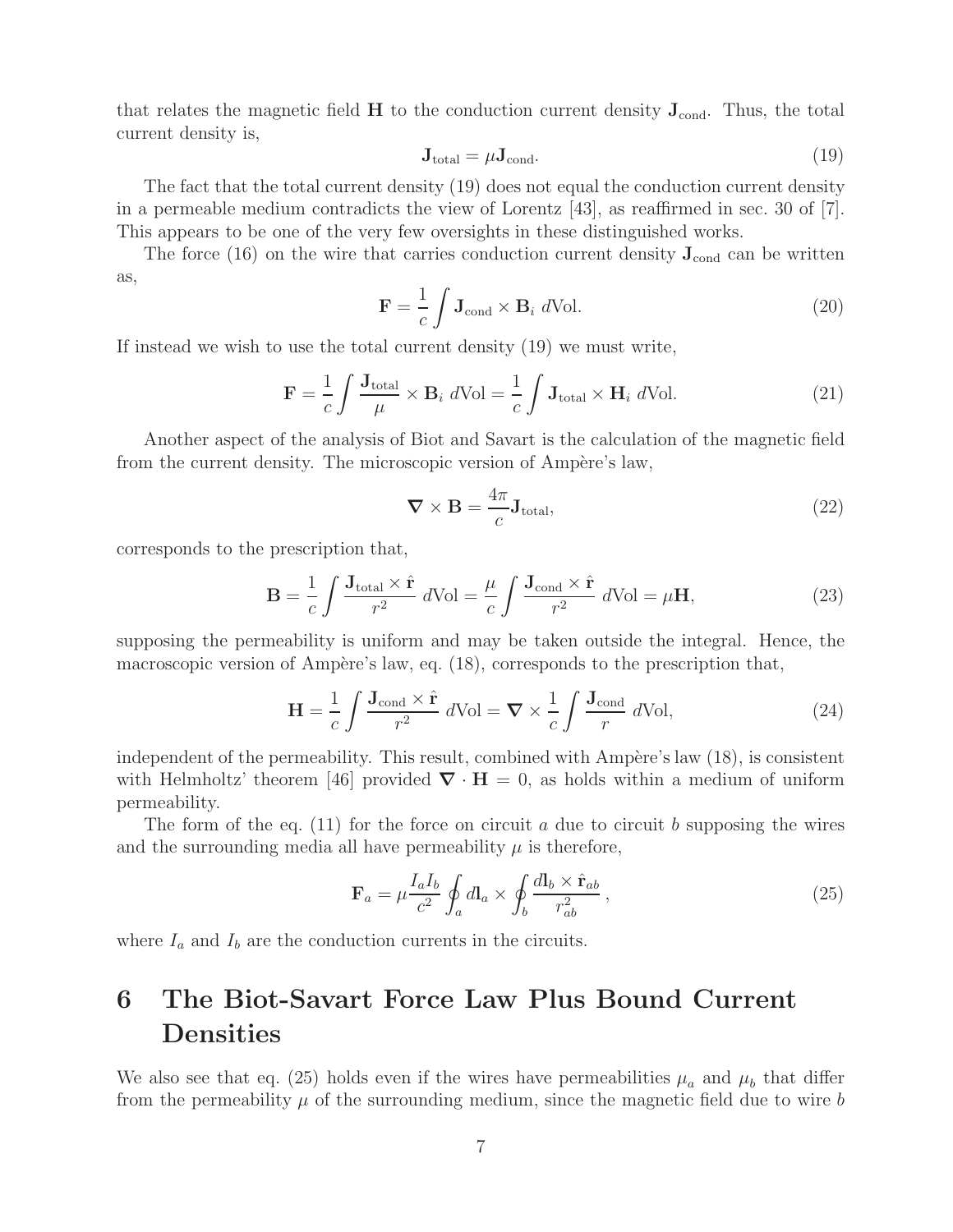that relates the magnetic field $\mathbf{H}$ to the conduction current density $\mathbf{J}_{\rm cond}$. Thus, the total current density is,

$$\mathbf{J}_{\rm total} = \mu \mathbf{J}_{\rm cond}. \tag{19}$$

The fact that the total current density (19) does not equal the conduction current density in a permeable medium contradicts the view of Lorentz [43], as reaffirmed in sec. 30 of [7]. This appears to be one of the very few oversights in these distinguished works.

The force (16) on the wire that carries conduction current density $\mathbf{J}_{\rm cond}$ can be written as,

$$\mathbf{F} = \frac{1}{c} \int \mathbf{J}_{\rm cond} \times \mathbf{B}_i \; d\mathrm{Vol}. \tag{20}$$

If instead we wish to use the total current density (19) we must write,

$$\mathbf{F} = \frac{1}{c} \int \frac{\mathbf{J}_{\rm total}}{\mu} \times \mathbf{B}_i \; d\mathrm{Vol} = \frac{1}{c} \int \mathbf{J}_{\rm total} \times \mathbf{H}_i \; d\mathrm{Vol}. \tag{21}$$

Another aspect of the analysis of Biot and Savart is the calculation of the magnetic field from the current density. The microscopic version of Ampère's law,

$$\boldsymbol{\nabla} \times \mathbf{B} = \frac{4\pi}{c} \mathbf{J}_{\rm total}, \tag{22}$$

corresponds to the prescription that,

$$\mathbf{B} = \frac{1}{c} \int \frac{\mathbf{J}_{\rm total} \times \hat{\mathbf{r}}}{r^2} \; d\mathrm{Vol} = \frac{\mu}{c} \int \frac{\mathbf{J}_{\rm cond} \times \hat{\mathbf{r}}}{r^2} \; d\mathrm{Vol} = \mu \mathbf{H}, \tag{23}$$

supposing the permeability is uniform and may be taken outside the integral. Hence, the macroscopic version of Ampère's law, eq. (18), corresponds to the prescription that,

$$\mathbf{H} = \frac{1}{c} \int \frac{\mathbf{J}_{\rm cond} \times \hat{\mathbf{r}}}{r^2} \; d\mathrm{Vol} = \boldsymbol{\nabla} \times \frac{1}{c} \int \frac{\mathbf{J}_{\rm cond}}{r} \; d\mathrm{Vol}, \tag{24}$$

independent of the permeability. This result, combined with Ampère's law (18), is consistent with Helmholtz' theorem [46] provided $\boldsymbol{\nabla} \cdot \mathbf{H} = 0$, as holds within a medium of uniform permeability.

The form of the eq. (11) for the force on circuit $a$ due to circuit $b$ supposing the wires and the surrounding media all have permeability $\mu$ is therefore,

$$\mathbf{F}_a = \mu \frac{I_a I_b}{c^2} \oint_a d\mathbf{l}_a \times \oint_b \frac{d\mathbf{l}_b \times \hat{\mathbf{r}}_{ab}}{r_{ab}^2}, \tag{25}$$

where $I_a$ and $I_b$ are the conduction currents in the circuits.

# 6 The Biot-Savart Force Law Plus Bound Current Densities

We also see that eq. (25) holds even if the wires have permeabilities $\mu_a$ and $\mu_b$ that differ from the permeability $\mu$ of the surrounding medium, since the magnetic field due to wire $b$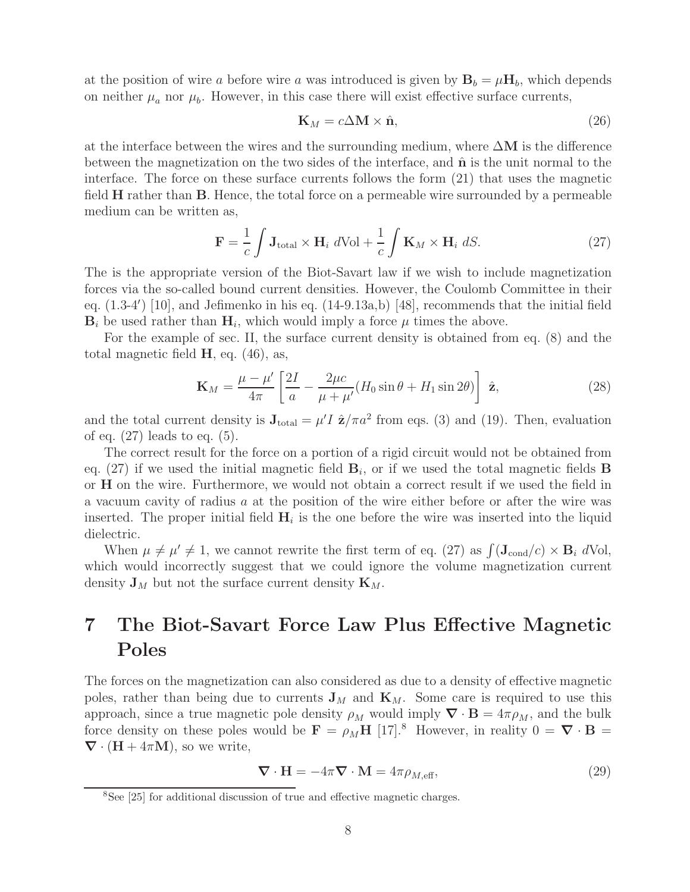at the position of wire $a$ before wire $a$ was introduced is given by $\mathbf{B}_b = \mu \mathbf{H}_b$, which depends on neither $\mu_a$ nor $\mu_b$. However, in this case there will exist effective surface currents,

$$\mathbf{K}_M = c\Delta\mathbf{M} \times \hat{\mathbf{n}}, \tag{26}$$

at the interface between the wires and the surrounding medium, where $\Delta\mathbf{M}$ is the difference between the magnetization on the two sides of the interface, and $\hat{\mathbf{n}}$ is the unit normal to the interface. The force on these surface currents follows the form (21) that uses the magnetic field $\mathbf{H}$ rather than $\mathbf{B}$. Hence, the total force on a permeable wire surrounded by a permeable medium can be written as,

$$\mathbf{F} = \frac{1}{c}\int \mathbf{J}_{\rm total} \times \mathbf{H}_i \; d\text{Vol} + \frac{1}{c}\int \mathbf{K}_M \times \mathbf{H}_i \; dS. \tag{27}$$

The is the appropriate version of the Biot-Savart law if we wish to include magnetization forces via the so-called bound current densities. However, the Coulomb Committee in their eq. (1.3-4′) [10], and Jefimenko in his eq. (14-9.13a,b) [48], recommends that the initial field $\mathbf{B}_i$ be used rather than $\mathbf{H}_i$, which would imply a force $\mu$ times the above.

For the example of sec. II, the surface current density is obtained from eq. (8) and the total magnetic field $\mathbf{H}$, eq. (46), as,

$$\mathbf{K}_M = \frac{\mu - \mu'}{4\pi}\left[\frac{2I}{a} - \frac{2\mu c}{\mu + \mu'}(H_0 \sin\theta + H_1 \sin 2\theta)\right] \; \hat{\mathbf{z}}, \tag{28}$$

and the total current density is $\mathbf{J}_{\rm total} = \mu' I \; \hat{\mathbf{z}}/\pi a^2$ from eqs. (3) and (19). Then, evaluation of eq. (27) leads to eq. (5).

The correct result for the force on a portion of a rigid circuit would not be obtained from eq. (27) if we used the initial magnetic field $\mathbf{B}_i$, or if we used the total magnetic fields $\mathbf{B}$ or $\mathbf{H}$ on the wire. Furthermore, we would not obtain a correct result if we used the field in a vacuum cavity of radius $a$ at the position of the wire either before or after the wire was inserted. The proper initial field $\mathbf{H}_i$ is the one before the wire was inserted into the liquid dielectric.

When $\mu \neq \mu' \neq 1$, we cannot rewrite the first term of eq. (27) as $\int (\mathbf{J}_{\rm cond}/c) \times \mathbf{B}_i \; d\text{Vol}$, which would incorrectly suggest that we could ignore the volume magnetization current density $\mathbf{J}_M$ but not the surface current density $\mathbf{K}_M$.

# 7 The Biot-Savart Force Law Plus Effective Magnetic Poles

The forces on the magnetization can also considered as due to a density of effective magnetic poles, rather than being due to currents $\mathbf{J}_M$ and $\mathbf{K}_M$. Some care is required to use this approach, since a true magnetic pole density $\rho_M$ would imply $\nabla \cdot \mathbf{B} = 4\pi\rho_M$, and the bulk force density on these poles would be $\mathbf{F} = \rho_M \mathbf{H}$ [17].[8] However, in reality $0 = \nabla \cdot \mathbf{B} = \nabla \cdot (\mathbf{H} + 4\pi\mathbf{M})$, so we write,

$$\nabla \cdot \mathbf{H} = -4\pi \nabla \cdot \mathbf{M} = 4\pi\rho_{M,\rm eff}, \tag{29}$$

[8] See [25] for additional discussion of true and effective magnetic charges.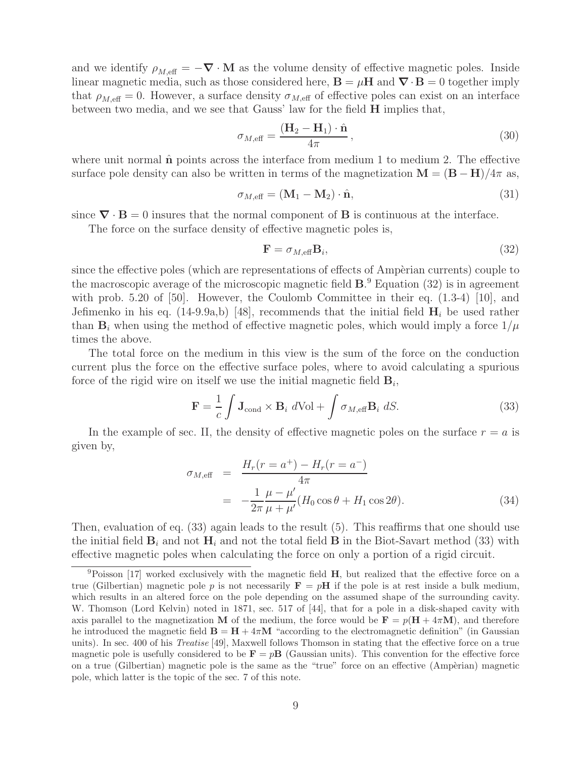and we identify $\rho_{M,\mathrm{eff}} = -\boldsymbol{\nabla} \cdot \mathbf{M}$ as the volume density of effective magnetic poles. Inside linear magnetic media, such as those considered here, $\mathbf{B} = \mu \mathbf{H}$ and $\boldsymbol{\nabla} \cdot \mathbf{B} = 0$ together imply that $\rho_{M,\mathrm{eff}} = 0$. However, a surface density $\sigma_{M,\mathrm{eff}}$ of effective poles can exist on an interface between two media, and we see that Gauss' law for the field $\mathbf{H}$ implies that,

$$\sigma_{M,\mathrm{eff}} = \frac{(\mathbf{H}_2 - \mathbf{H}_1) \cdot \hat{\mathbf{n}}}{4\pi}, \tag{30}$$

where unit normal $\hat{\mathbf{n}}$ points across the interface from medium 1 to medium 2. The effective surface pole density can also be written in terms of the magnetization $\mathbf{M} = (\mathbf{B} - \mathbf{H})/4\pi$ as,

$$\sigma_{M,\mathrm{eff}} = (\mathbf{M}_1 - \mathbf{M}_2) \cdot \hat{\mathbf{n}}, \tag{31}$$

since $\boldsymbol{\nabla} \cdot \mathbf{B} = 0$ insures that the normal component of $\mathbf{B}$ is continuous at the interface.

The force on the surface density of effective magnetic poles is,

$$\mathbf{F} = \sigma_{M,\mathrm{eff}} \mathbf{B}_i, \tag{32}$$

since the effective poles (which are representations of effects of Ampèrian currents) couple to the macroscopic average of the microscopic magnetic field $\mathbf{B}$.[9] Equation (32) is in agreement with prob. 5.20 of [50]. However, the Coulomb Committee in their eq. (1.3-4) [10], and Jefimenko in his eq. (14-9.9a,b) [48], recommends that the initial field $\mathbf{H}_i$ be used rather than $\mathbf{B}_i$ when using the method of effective magnetic poles, which would imply a force $1/\mu$ times the above.

The total force on the medium in this view is the sum of the force on the conduction current plus the force on the effective surface poles, where to avoid calculating a spurious force of the rigid wire on itself we use the initial magnetic field $\mathbf{B}_i$,

$$\mathbf{F} = \frac{1}{c} \int \mathbf{J}_{\mathrm{cond}} \times \mathbf{B}_i \; d\mathrm{Vol} + \int \sigma_{M,\mathrm{eff}} \mathbf{B}_i \; dS. \tag{33}$$

In the example of sec. II, the density of effective magnetic poles on the surface $r = a$ is given by,

$$\begin{aligned}
\sigma_{M,\mathrm{eff}} &= \frac{H_r(r = a^+) - H_r(r = a^-)}{4\pi} \\
&= -\frac{1}{2\pi} \frac{\mu - \mu'}{\mu + \mu'} (H_0 \cos\theta + H_1 \cos 2\theta).
\end{aligned} \tag{34}$$

Then, evaluation of eq. (33) again leads to the result (5). This reaffirms that one should use the initial field $\mathbf{B}_i$ and not $\mathbf{H}_i$ and not the total field $\mathbf{B}$ in the Biot-Savart method (33) with effective magnetic poles when calculating the force on only a portion of a rigid circuit.

---

[9] Poisson [17] worked exclusively with the magnetic field $\mathbf{H}$, but realized that the effective force on a true (Gilbertian) magnetic pole $p$ is not necessarily $\mathbf{F} = p\mathbf{H}$ if the pole is at rest inside a bulk medium, which results in an altered force on the pole depending on the assumed shape of the surrounding cavity. W. Thomson (Lord Kelvin) noted in 1871, sec. 517 of [44], that for a pole in a disk-shaped cavity with axis parallel to the magnetization $\mathbf{M}$ of the medium, the force would be $\mathbf{F} = p(\mathbf{H} + 4\pi\mathbf{M})$, and therefore he introduced the magnetic field $\mathbf{B} = \mathbf{H} + 4\pi\mathbf{M}$ "according to the electromagnetic definition" (in Gaussian units). In sec. 400 of his *Treatise* [49], Maxwell follows Thomson in stating that the effective force on a true magnetic pole is usefully considered to be $\mathbf{F} = p\mathbf{B}$ (Gaussian units). This convention for the effective force on a true (Gilbertian) magnetic pole is the same as the "true" force on an effective (Ampèrian) magnetic pole, which latter is the topic of the sec. 7 of this note.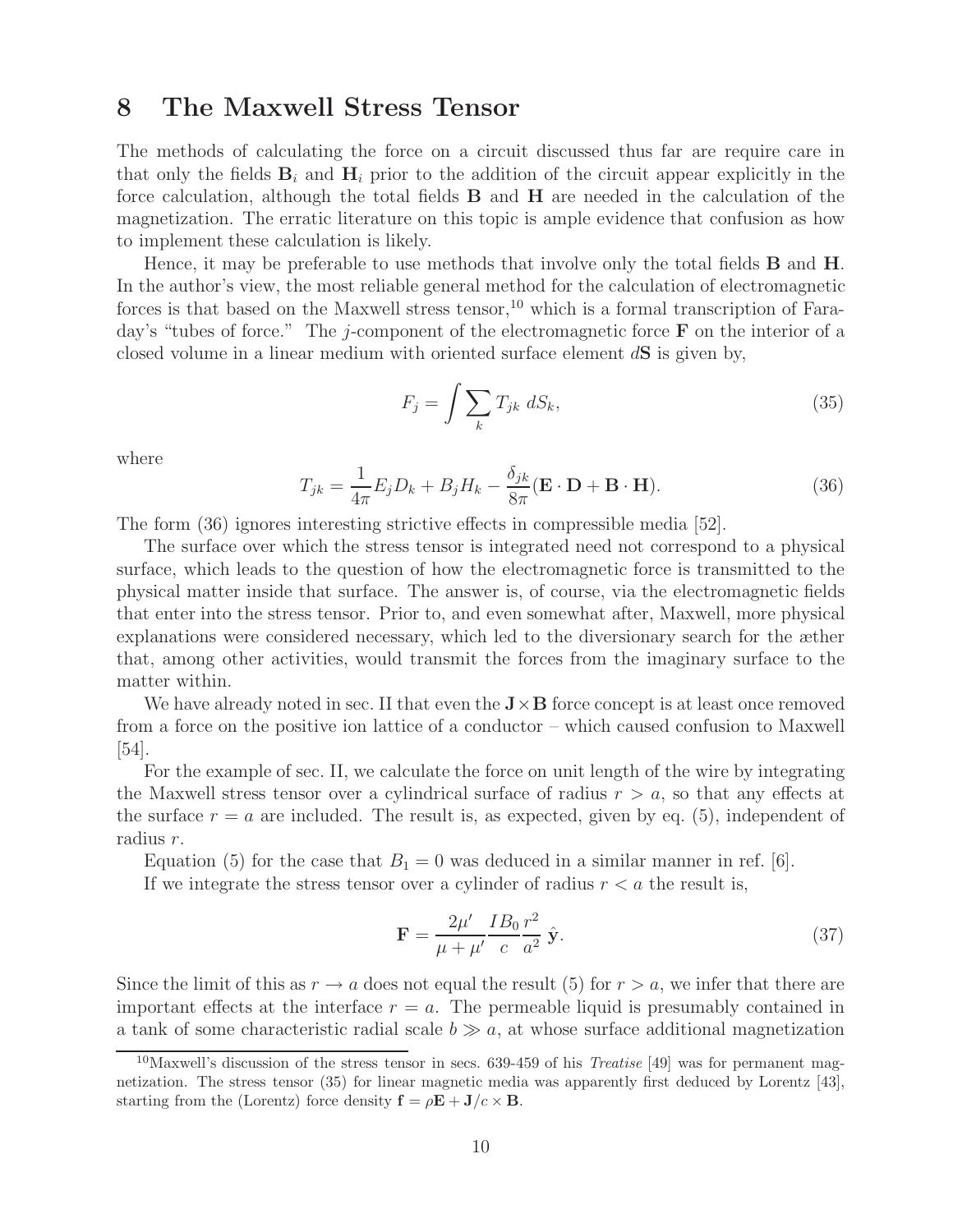## 8 The Maxwell Stress Tensor

The methods of calculating the force on a circuit discussed thus far are require care in that only the fields $\mathbf{B}_i$ and $\mathbf{H}_i$ prior to the addition of the circuit appear explicitly in the force calculation, although the total fields $\mathbf{B}$ and $\mathbf{H}$ are needed in the calculation of the magnetization. The erratic literature on this topic is ample evidence that confusion as how to implement these calculation is likely.

Hence, it may be preferable to use methods that involve only the total fields $\mathbf{B}$ and $\mathbf{H}$. In the author's view, the most reliable general method for the calculation of electromagnetic forces is that based on the Maxwell stress tensor,[10] which is a formal transcription of Faraday's "tubes of force." The $j$-component of the electromagnetic force $\mathbf{F}$ on the interior of a closed volume in a linear medium with oriented surface element $d\mathbf{S}$ is given by,

$$F_j = \int \sum_k T_{jk}\, dS_k, \tag{35}$$

where

$$T_{jk} = \frac{1}{4\pi} E_j D_k + B_j H_k - \frac{\delta_{jk}}{8\pi}(\mathbf{E}\cdot\mathbf{D} + \mathbf{B}\cdot\mathbf{H}). \tag{36}$$

The form (36) ignores interesting strictive effects in compressible media [52].

The surface over which the stress tensor is integrated need not correspond to a physical surface, which leads to the question of how the electromagnetic force is transmitted to the physical matter inside that surface. The answer is, of course, via the electromagnetic fields that enter into the stress tensor. Prior to, and even somewhat after, Maxwell, more physical explanations were considered necessary, which led to the diversionary search for the æther that, among other activities, would transmit the forces from the imaginary surface to the matter within.

We have already noted in sec. II that even the $\mathbf{J}\times\mathbf{B}$ force concept is at least once removed from a force on the positive ion lattice of a conductor – which caused confusion to Maxwell [54].

For the example of sec. II, we calculate the force on unit length of the wire by integrating the Maxwell stress tensor over a cylindrical surface of radius $r > a$, so that any effects at the surface $r = a$ are included. The result is, as expected, given by eq. (5), independent of radius $r$.

Equation (5) for the case that $B_1 = 0$ was deduced in a similar manner in ref. [6].

If we integrate the stress tensor over a cylinder of radius $r < a$ the result is,

$$\mathbf{F} = \frac{2\mu'}{\mu + \mu'} \frac{IB_0}{c} \frac{r^2}{a^2}\, \hat{\mathbf{y}}. \tag{37}$$

Since the limit of this as $r \to a$ does not equal the result (5) for $r > a$, we infer that there are important effects at the interface $r = a$. The permeable liquid is presumably contained in a tank of some characteristic radial scale $b \gg a$, at whose surface additional magnetization

[10] Maxwell's discussion of the stress tensor in secs. 639-459 of his *Treatise* [49] was for permanent magnetization. The stress tensor (35) for linear magnetic media was apparently first deduced by Lorentz [43], starting from the (Lorentz) force density $\mathbf{f} = \rho\mathbf{E} + \mathbf{J}/c \times \mathbf{B}$.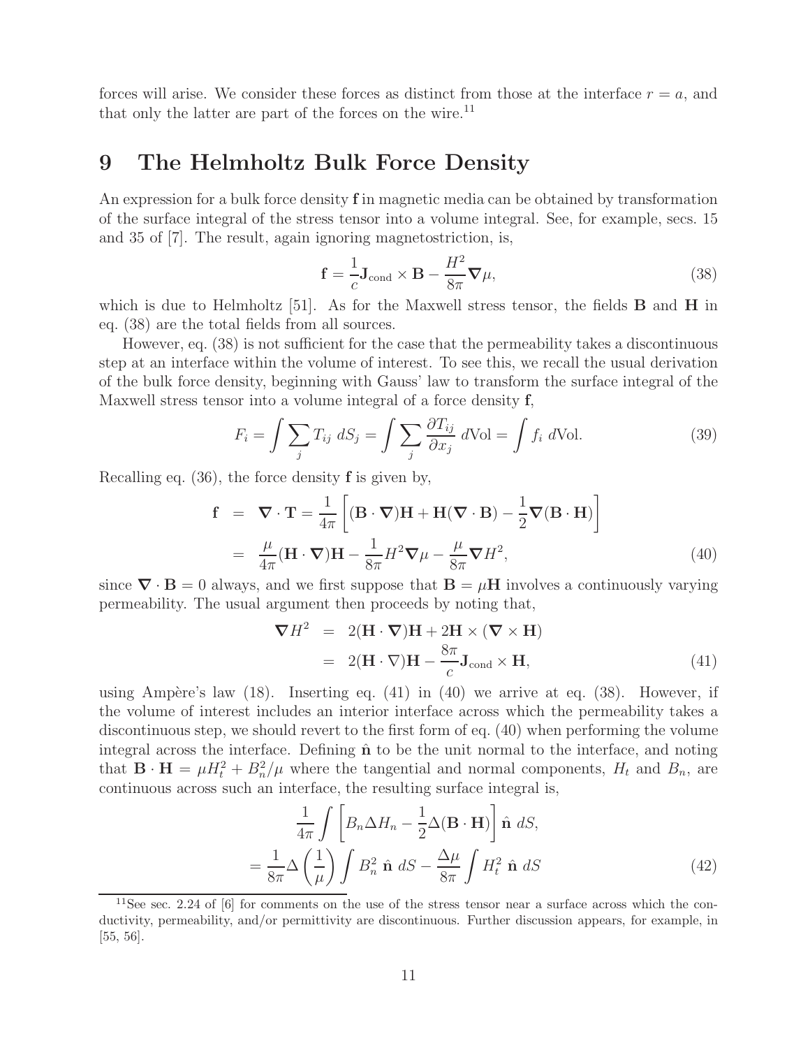forces will arise. We consider these forces as distinct from those at the interface $r = a$, and that only the latter are part of the forces on the wire.[11]

## 9 The Helmholtz Bulk Force Density

An expression for a bulk force density $\mathbf{f}$ in magnetic media can be obtained by transformation of the surface integral of the stress tensor into a volume integral. See, for example, secs. 15 and 35 of [7]. The result, again ignoring magnetostriction, is,

$$\mathbf{f} = \frac{1}{c}\mathbf{J}_{\rm cond} \times \mathbf{B} - \frac{H^2}{8\pi}\boldsymbol{\nabla}\mu, \tag{38}$$

which is due to Helmholtz [51]. As for the Maxwell stress tensor, the fields $\mathbf{B}$ and $\mathbf{H}$ in eq. (38) are the total fields from all sources.

However, eq. (38) is not sufficient for the case that the permeability takes a discontinuous step at an interface within the volume of interest. To see this, we recall the usual derivation of the bulk force density, beginning with Gauss' law to transform the surface integral of the Maxwell stress tensor into a volume integral of a force density $\mathbf{f}$,

$$F_i = \int \sum_j T_{ij}\, dS_j = \int \sum_j \frac{\partial T_{ij}}{\partial x_j}\, d\text{Vol} = \int f_i\, d\text{Vol}. \tag{39}$$

Recalling eq. (36), the force density $\mathbf{f}$ is given by,

$$\begin{aligned}
\mathbf{f} &= \boldsymbol{\nabla}\cdot\mathbf{T} = \frac{1}{4\pi}\left[(\mathbf{B}\cdot\boldsymbol{\nabla})\mathbf{H} + \mathbf{H}(\boldsymbol{\nabla}\cdot\mathbf{B}) - \frac{1}{2}\boldsymbol{\nabla}(\mathbf{B}\cdot\mathbf{H})\right] \\
&= \frac{\mu}{4\pi}(\mathbf{H}\cdot\boldsymbol{\nabla})\mathbf{H} - \frac{1}{8\pi}H^2\boldsymbol{\nabla}\mu - \frac{\mu}{8\pi}\boldsymbol{\nabla}H^2,
\end{aligned} \tag{40}$$

since $\boldsymbol{\nabla}\cdot\mathbf{B} = 0$ always, and we first suppose that $\mathbf{B} = \mu\mathbf{H}$ involves a continuously varying permeability. The usual argument then proceeds by noting that,

$$\begin{aligned}
\boldsymbol{\nabla}H^2 &= 2(\mathbf{H}\cdot\boldsymbol{\nabla})\mathbf{H} + 2\mathbf{H}\times(\boldsymbol{\nabla}\times\mathbf{H}) \\
&= 2(\mathbf{H}\cdot\nabla)\mathbf{H} - \frac{8\pi}{c}\mathbf{J}_{\rm cond}\times\mathbf{H},
\end{aligned} \tag{41}$$

using Ampère's law (18). Inserting eq. (41) in (40) we arrive at eq. (38). However, if the volume of interest includes an interior interface across which the permeability takes a discontinuous step, we should revert to the first form of eq. (40) when performing the volume integral across the interface. Defining $\hat{\mathbf{n}}$ to be the unit normal to the interface, and noting that $\mathbf{B}\cdot\mathbf{H} = \mu H_t^2 + B_n^2/\mu$ where the tangential and normal components, $H_t$ and $B_n$, are continuous across such an interface, the resulting surface integral is,

$$\begin{aligned}
&\frac{1}{4\pi}\int\left[B_n\Delta H_n - \frac{1}{2}\Delta(\mathbf{B}\cdot\mathbf{H})\right]\hat{\mathbf{n}}\, dS, \\
&= \frac{1}{8\pi}\Delta\left(\frac{1}{\mu}\right)\int B_n^2\,\hat{\mathbf{n}}\, dS - \frac{\Delta\mu}{8\pi}\int H_t^2\,\hat{\mathbf{n}}\, dS
\end{aligned} \tag{42}$$

---

[11] See sec. 2.24 of [6] for comments on the use of the stress tensor near a surface across which the conductivity, permeability, and/or permittivity are discontinuous. Further discussion appears, for example, in [55, 56].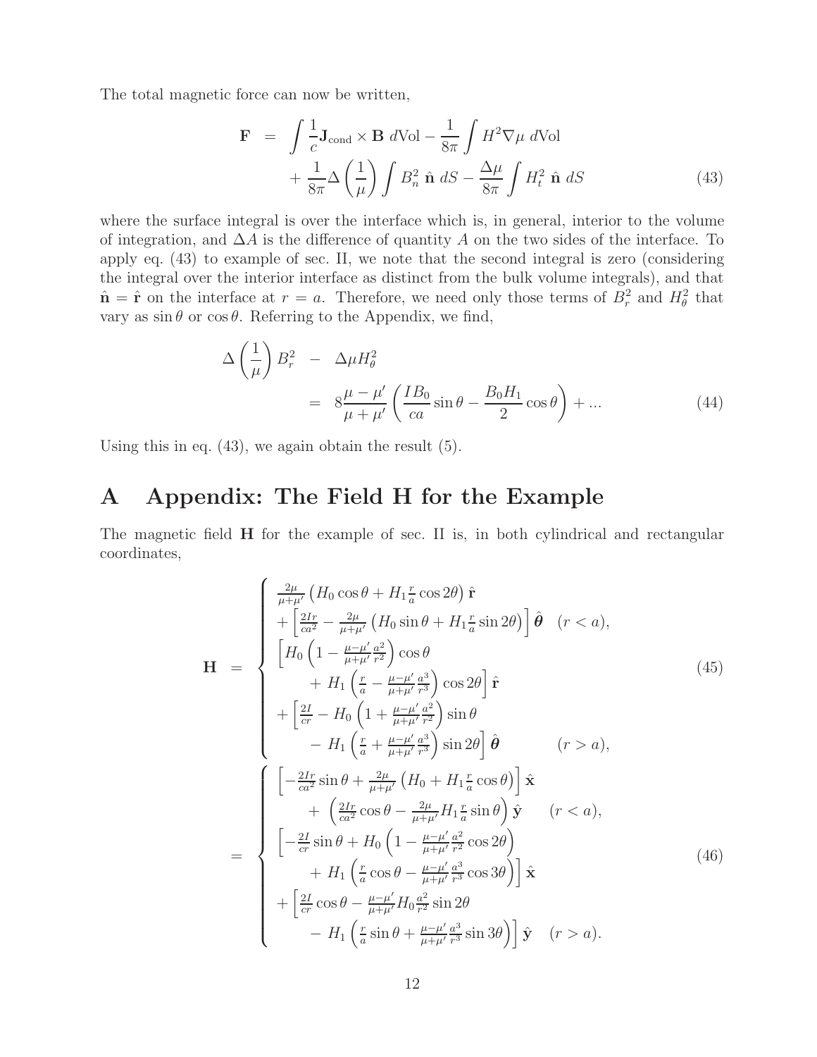The total magnetic force can now be written,

$$
\begin{aligned}
\mathbf{F} &= \int \frac{1}{c}\mathbf{J}_{\rm cond} \times \mathbf{B}\ d{\rm Vol} - \frac{1}{8\pi}\int H^2 \nabla\mu\ d{\rm Vol} \\
&\quad + \frac{1}{8\pi}\Delta\left(\frac{1}{\mu}\right)\int B_n^2\ \hat{\mathbf{n}}\ dS - \frac{\Delta\mu}{8\pi}\int H_t^2\ \hat{\mathbf{n}}\ dS
\end{aligned}
\tag{43}
$$

where the surface integral is over the interface which is, in general, interior to the volume of integration, and $\Delta A$ is the difference of quantity $A$ on the two sides of the interface. To apply eq. (43) to example of sec. II, we note that the second integral is zero (considering the integral over the interior interface as distinct from the bulk volume integrals), and that $\hat{\mathbf{n}} = \hat{\mathbf{r}}$ on the interface at $r = a$. Therefore, we need only those terms of $B_r^2$ and $H_\theta^2$ that vary as $\sin\theta$ or $\cos\theta$. Referring to the Appendix, we find,

$$
\begin{aligned}
\Delta\left(\frac{1}{\mu}\right) B_r^2 &- \Delta\mu H_\theta^2 \\
&= 8\frac{\mu - \mu'}{\mu + \mu'}\left(\frac{IB_0}{ca}\sin\theta - \frac{B_0 H_1}{2}\cos\theta\right) + ...
\end{aligned}
\tag{44}
$$

Using this in eq. (43), we again obtain the result (5).

# A Appendix: The Field H for the Example

The magnetic field $\mathbf{H}$ for the example of sec. II is, in both cylindrical and rectangular coordinates,

$$
\mathbf{H} = \begin{cases}
\frac{2\mu}{\mu+\mu'}\left(H_0\cos\theta + H_1\frac{r}{a}\cos 2\theta\right)\hat{\mathbf{r}} \\
\quad + \left[\frac{2Ir}{ca^2} - \frac{2\mu}{\mu+\mu'}\left(H_0\sin\theta + H_1\frac{r}{a}\sin 2\theta\right)\right]\hat{\boldsymbol{\theta}} \quad (r < a), \\
\left[H_0\left(1 - \frac{\mu-\mu'}{\mu+\mu'}\frac{a^2}{r^2}\right)\cos\theta \right.\\
\quad \left. + H_1\left(\frac{r}{a} - \frac{\mu-\mu'}{\mu+\mu'}\frac{a^3}{r^3}\right)\cos 2\theta\right]\hat{\mathbf{r}} \\
\quad + \left[\frac{2I}{cr} - H_0\left(1 + \frac{\mu-\mu'}{\mu+\mu'}\frac{a^2}{r^2}\right)\sin\theta \right.\\
\quad \left. - H_1\left(\frac{r}{a} + \frac{\mu-\mu'}{\mu+\mu'}\frac{a^3}{r^3}\right)\sin 2\theta\right]\hat{\boldsymbol{\theta}} \qquad (r > a),
\end{cases}
\tag{45}
$$

$$
= \begin{cases}
\left[-\frac{2Ir}{ca^2}\sin\theta + \frac{2\mu}{\mu+\mu'}\left(H_0 + H_1\frac{r}{a}\cos\theta\right)\right]\hat{\mathbf{x}} \\
\quad + \left(\frac{2Ir}{ca^2}\cos\theta - \frac{2\mu}{\mu+\mu'}H_1\frac{r}{a}\sin\theta\right)\hat{\mathbf{y}} \qquad (r < a), \\
\left[-\frac{2I}{cr}\sin\theta + H_0\left(1 - \frac{\mu-\mu'}{\mu+\mu'}\frac{a^2}{r^2}\cos 2\theta\right) \right.\\
\quad \left. + H_1\left(\frac{r}{a}\cos\theta - \frac{\mu-\mu'}{\mu+\mu'}\frac{a^3}{r^3}\cos 3\theta\right)\right]\hat{\mathbf{x}} \\
\quad + \left[\frac{2I}{cr}\cos\theta - \frac{\mu-\mu'}{\mu+\mu'}H_0\frac{a^2}{r^2}\sin 2\theta \right.\\
\quad \left. - H_1\left(\frac{r}{a}\sin\theta + \frac{\mu-\mu'}{\mu+\mu'}\frac{a^3}{r^3}\sin 3\theta\right)\right]\hat{\mathbf{y}} \quad (r > a).
\end{cases}
\tag{46}
$$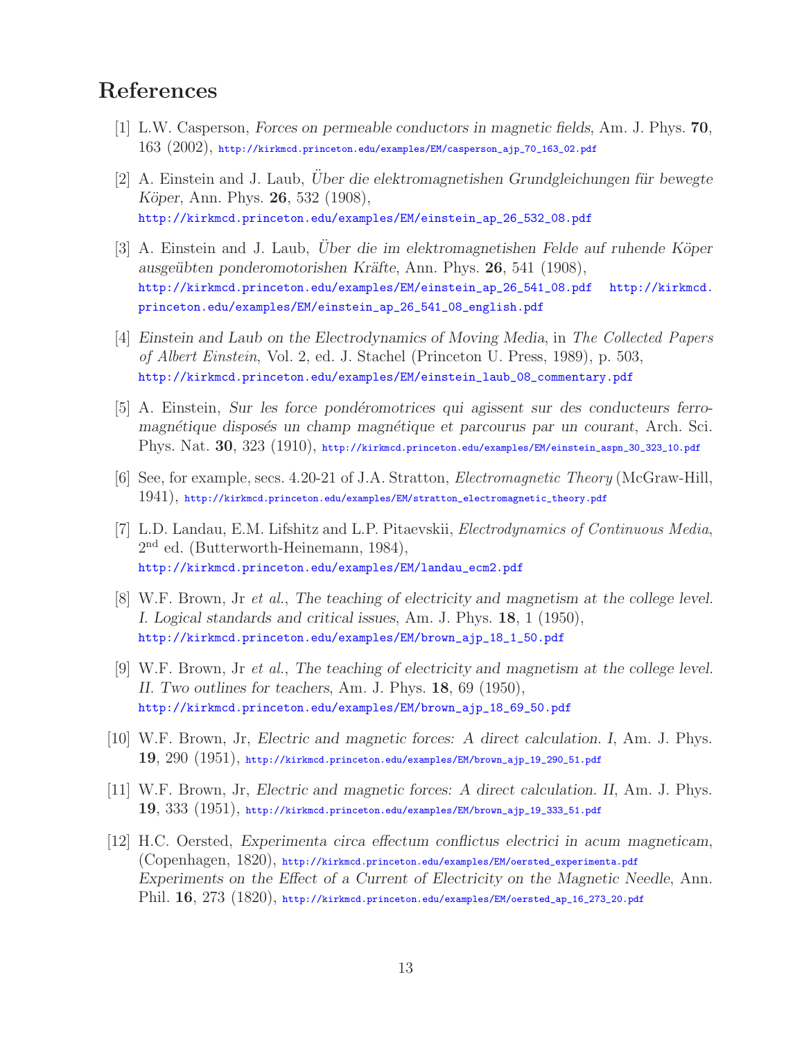# References

[1] L.W. Casperson, *Forces on permeable conductors in magnetic fields*, Am. J. Phys. **70**, 163 (2002), http://kirkmcd.princeton.edu/examples/EM/casperson_ajp_70_163_02.pdf

[2] A. Einstein and J. Laub, *Über die elektromagnetishen Grundgleichungen für bewegte Köper*, Ann. Phys. **26**, 532 (1908), http://kirkmcd.princeton.edu/examples/EM/einstein_ap_26_532_08.pdf

[3] A. Einstein and J. Laub, *Über die im elektromagnetishen Felde auf ruhende Köper ausgeübten ponderomotorishen Kräfte*, Ann. Phys. **26**, 541 (1908), http://kirkmcd.princeton.edu/examples/EM/einstein_ap_26_541_08.pdf http://kirkmcd.princeton.edu/examples/EM/einstein_ap_26_541_08_english.pdf

[4] *Einstein and Laub on the Electrodynamics of Moving Media*, in *The Collected Papers of Albert Einstein*, Vol. 2, ed. J. Stachel (Princeton U. Press, 1989), p. 503, http://kirkmcd.princeton.edu/examples/EM/einstein_laub_08_commentary.pdf

[5] A. Einstein, *Sur les force pondéromotrices qui agissent sur des conducteurs ferromagnétique disposés un champ magnétique et parcourus par un courant*, Arch. Sci. Phys. Nat. **30**, 323 (1910), http://kirkmcd.princeton.edu/examples/EM/einstein_aspn_30_323_10.pdf

[6] See, for example, secs. 4.20-21 of J.A. Stratton, *Electromagnetic Theory* (McGraw-Hill, 1941), http://kirkmcd.princeton.edu/examples/EM/stratton_electromagnetic_theory.pdf

[7] L.D. Landau, E.M. Lifshitz and L.P. Pitaevskii, *Electrodynamics of Continuous Media*, 2nd ed. (Butterworth-Heinemann, 1984), http://kirkmcd.princeton.edu/examples/EM/landau_ecm2.pdf

[8] W.F. Brown, Jr *et al.*, *The teaching of electricity and magnetism at the college level. I. Logical standards and critical issues*, Am. J. Phys. **18**, 1 (1950), http://kirkmcd.princeton.edu/examples/EM/brown_ajp_18_1_50.pdf

[9] W.F. Brown, Jr *et al.*, *The teaching of electricity and magnetism at the college level. II. Two outlines for teachers*, Am. J. Phys. **18**, 69 (1950), http://kirkmcd.princeton.edu/examples/EM/brown_ajp_18_69_50.pdf

[10] W.F. Brown, Jr, *Electric and magnetic forces: A direct calculation. I*, Am. J. Phys. **19**, 290 (1951), http://kirkmcd.princeton.edu/examples/EM/brown_ajp_19_290_51.pdf

[11] W.F. Brown, Jr, *Electric and magnetic forces: A direct calculation. II*, Am. J. Phys. **19**, 333 (1951), http://kirkmcd.princeton.edu/examples/EM/brown_ajp_19_333_51.pdf

[12] H.C. Oersted, *Experimenta circa effectum conflictus electrici in acum magneticam*, (Copenhagen, 1820), http://kirkmcd.princeton.edu/examples/EM/oersted_experimenta.pdf
*Experiments on the Effect of a Current of Electricity on the Magnetic Needle*, Ann. Phil. **16**, 273 (1820), http://kirkmcd.princeton.edu/examples/EM/oersted_ap_16_273_20.pdf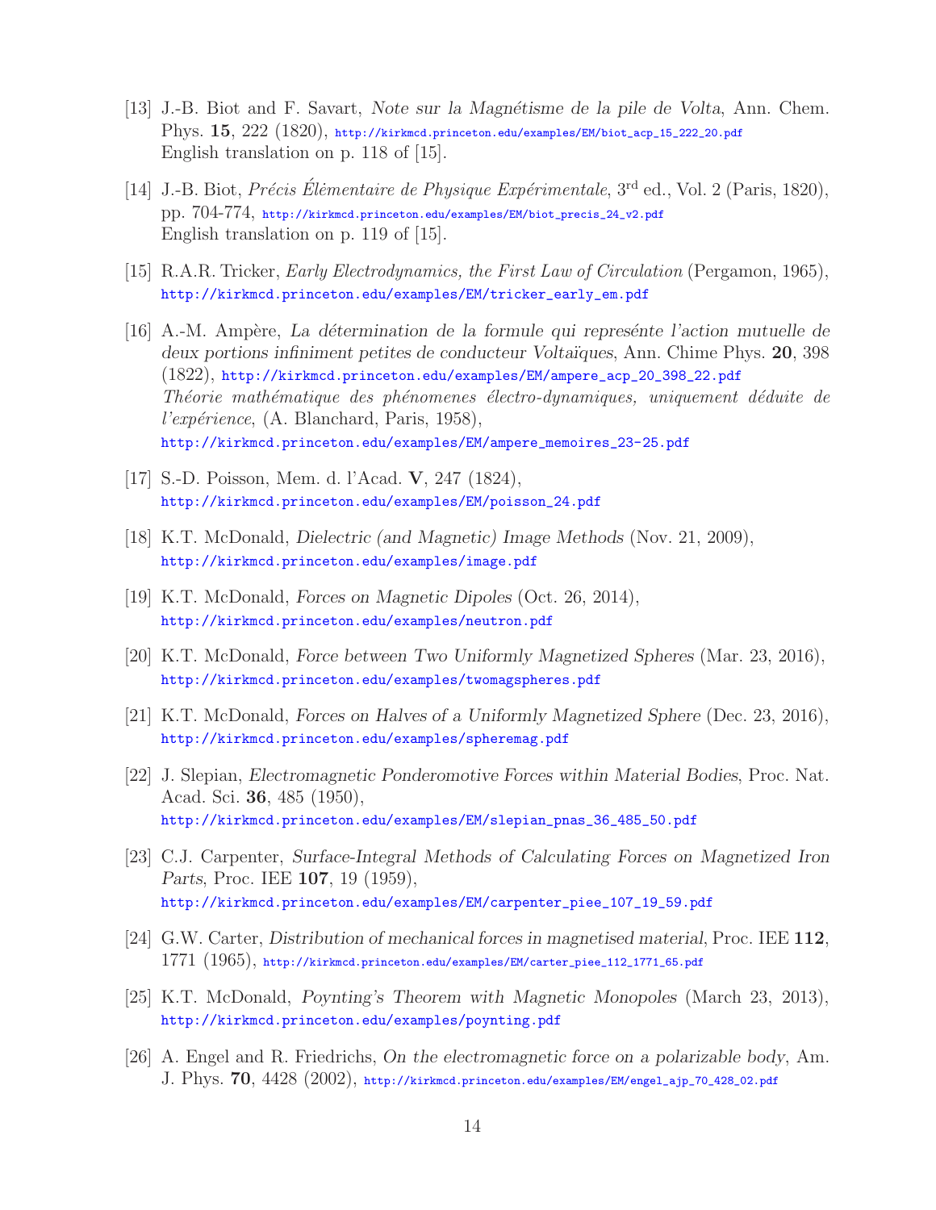[13] J.-B. Biot and F. Savart, *Note sur la Magnétisme de la pile de Volta*, Ann. Chem. Phys. **15**, 222 (1820), http://kirkmcd.princeton.edu/examples/EM/biot_acp_15_222_20.pdf
English translation on p. 118 of [15].

[14] J.-B. Biot, *Précis Élèmentaire de Physique Expérimentale*, 3rd ed., Vol. 2 (Paris, 1820), pp. 704-774, http://kirkmcd.princeton.edu/examples/EM/biot_precis_24_v2.pdf
English translation on p. 119 of [15].

[15] R.A.R. Tricker, *Early Electrodynamics, the First Law of Circulation* (Pergamon, 1965), http://kirkmcd.princeton.edu/examples/EM/tricker_early_em.pdf

[16] A.-M. Ampère, *La détermination de la formule qui represénte l'action mutuelle de deux portions infiniment petites de conducteur Voltaïques*, Ann. Chime Phys. **20**, 398 (1822), http://kirkmcd.princeton.edu/examples/EM/ampere_acp_20_398_22.pdf
*Théorie mathématique des phénomenes électro-dynamiques, uniquement déduite de l'expérience*, (A. Blanchard, Paris, 1958), http://kirkmcd.princeton.edu/examples/EM/ampere_memoires_23-25.pdf

[17] S.-D. Poisson, Mem. d. l'Acad. **V**, 247 (1824), http://kirkmcd.princeton.edu/examples/EM/poisson_24.pdf

[18] K.T. McDonald, *Dielectric (and Magnetic) Image Methods* (Nov. 21, 2009), http://kirkmcd.princeton.edu/examples/image.pdf

[19] K.T. McDonald, *Forces on Magnetic Dipoles* (Oct. 26, 2014), http://kirkmcd.princeton.edu/examples/neutron.pdf

[20] K.T. McDonald, *Force between Two Uniformly Magnetized Spheres* (Mar. 23, 2016), http://kirkmcd.princeton.edu/examples/twomagspheres.pdf

[21] K.T. McDonald, *Forces on Halves of a Uniformly Magnetized Sphere* (Dec. 23, 2016), http://kirkmcd.princeton.edu/examples/spheremag.pdf

[22] J. Slepian, *Electromagnetic Ponderomotive Forces within Material Bodies*, Proc. Nat. Acad. Sci. **36**, 485 (1950), http://kirkmcd.princeton.edu/examples/EM/slepian_pnas_36_485_50.pdf

[23] C.J. Carpenter, *Surface-Integral Methods of Calculating Forces on Magnetized Iron Parts*, Proc. IEE **107**, 19 (1959), http://kirkmcd.princeton.edu/examples/EM/carpenter_piee_107_19_59.pdf

[24] G.W. Carter, *Distribution of mechanical forces in magnetised material*, Proc. IEE **112**, 1771 (1965), http://kirkmcd.princeton.edu/examples/EM/carter_piee_112_1771_65.pdf

[25] K.T. McDonald, *Poynting's Theorem with Magnetic Monopoles* (March 23, 2013), http://kirkmcd.princeton.edu/examples/poynting.pdf

[26] A. Engel and R. Friedrichs, *On the electromagnetic force on a polarizable body*, Am. J. Phys. **70**, 4428 (2002), http://kirkmcd.princeton.edu/examples/EM/engel_ajp_70_428_02.pdf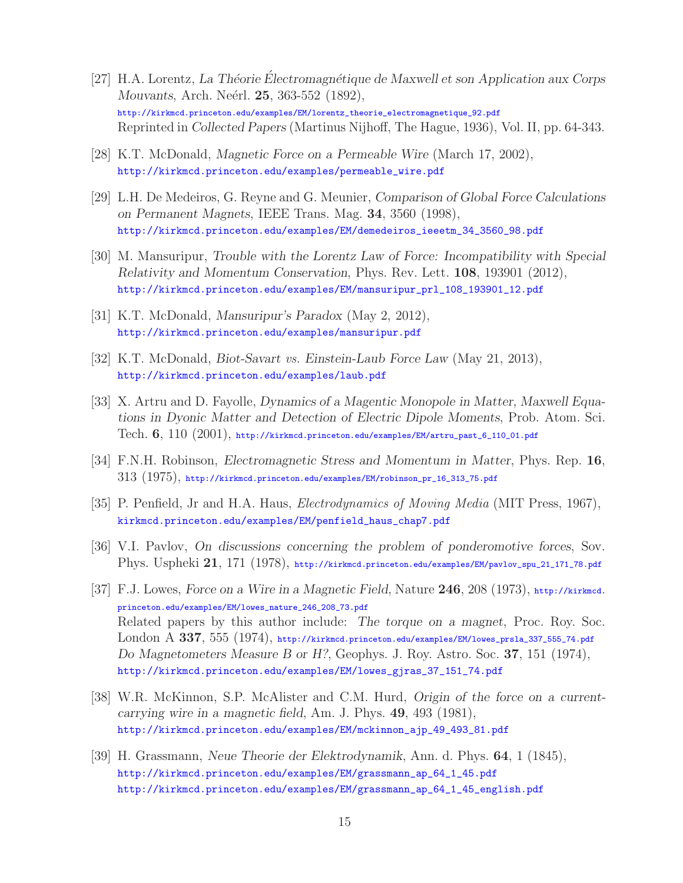[27] H.A. Lorentz, *La Théorie Électromagnétique de Maxwell et son Application aux Corps Mouvants*, Arch. Neérl. **25**, 363-552 (1892),
http://kirkmcd.princeton.edu/examples/EM/lorentz_theorie_electromagnetique_92.pdf
Reprinted in *Collected Papers* (Martinus Nijhoff, The Hague, 1936), Vol. II, pp. 64-343.

[28] K.T. McDonald, *Magnetic Force on a Permeable Wire* (March 17, 2002),
http://kirkmcd.princeton.edu/examples/permeable_wire.pdf

[29] L.H. De Medeiros, G. Reyne and G. Meunier, *Comparison of Global Force Calculations on Permanent Magnets*, IEEE Trans. Mag. **34**, 3560 (1998),
http://kirkmcd.princeton.edu/examples/EM/demedeiros_ieeetm_34_3560_98.pdf

[30] M. Mansuripur, *Trouble with the Lorentz Law of Force: Incompatibility with Special Relativity and Momentum Conservation*, Phys. Rev. Lett. **108**, 193901 (2012),
http://kirkmcd.princeton.edu/examples/EM/mansuripur_prl_108_193901_12.pdf

[31] K.T. McDonald, *Mansuripur's Paradox* (May 2, 2012),
http://kirkmcd.princeton.edu/examples/mansuripur.pdf

[32] K.T. McDonald, *Biot-Savart vs. Einstein-Laub Force Law* (May 21, 2013),
http://kirkmcd.princeton.edu/examples/laub.pdf

[33] X. Artru and D. Fayolle, *Dynamics of a Magentic Monopole in Matter, Maxwell Equations in Dyonic Matter and Detection of Electric Dipole Moments*, Prob. Atom. Sci. Tech. **6**, 110 (2001), http://kirkmcd.princeton.edu/examples/EM/artru_past_6_110_01.pdf

[34] F.N.H. Robinson, *Electromagnetic Stress and Momentum in Matter*, Phys. Rep. **16**, 313 (1975), http://kirkmcd.princeton.edu/examples/EM/robinson_pr_16_313_75.pdf

[35] P. Penfield, Jr and H.A. Haus, *Electrodynamics of Moving Media* (MIT Press, 1967),
kirkmcd.princeton.edu/examples/EM/penfield_haus_chap7.pdf

[36] V.I. Pavlov, *On discussions concerning the problem of ponderomotive forces*, Sov. Phys. Uspheki **21**, 171 (1978), http://kirkmcd.princeton.edu/examples/EM/pavlov_spu_21_171_78.pdf

[37] F.J. Lowes, *Force on a Wire in a Magnetic Field*, Nature **246**, 208 (1973), http://kirkmcd.princeton.edu/examples/EM/lowes_nature_246_208_73.pdf
Related papers by this author include: *The torque on a magnet*, Proc. Roy. Soc. London A **337**, 555 (1974), http://kirkmcd.princeton.edu/examples/EM/lowes_prsla_337_555_74.pdf
*Do Magnetometers Measure B or H?*, Geophys. J. Roy. Astro. Soc. **37**, 151 (1974),
http://kirkmcd.princeton.edu/examples/EM/lowes_gjras_37_151_74.pdf

[38] W.R. McKinnon, S.P. McAlister and C.M. Hurd, *Origin of the force on a current-carrying wire in a magnetic field*, Am. J. Phys. **49**, 493 (1981),
http://kirkmcd.princeton.edu/examples/EM/mckinnon_ajp_49_493_81.pdf

[39] H. Grassmann, *Neue Theorie der Elektrodynamik*, Ann. d. Phys. **64**, 1 (1845),
http://kirkmcd.princeton.edu/examples/EM/grassmann_ap_64_1_45.pdf
http://kirkmcd.princeton.edu/examples/EM/grassmann_ap_64_1_45_english.pdf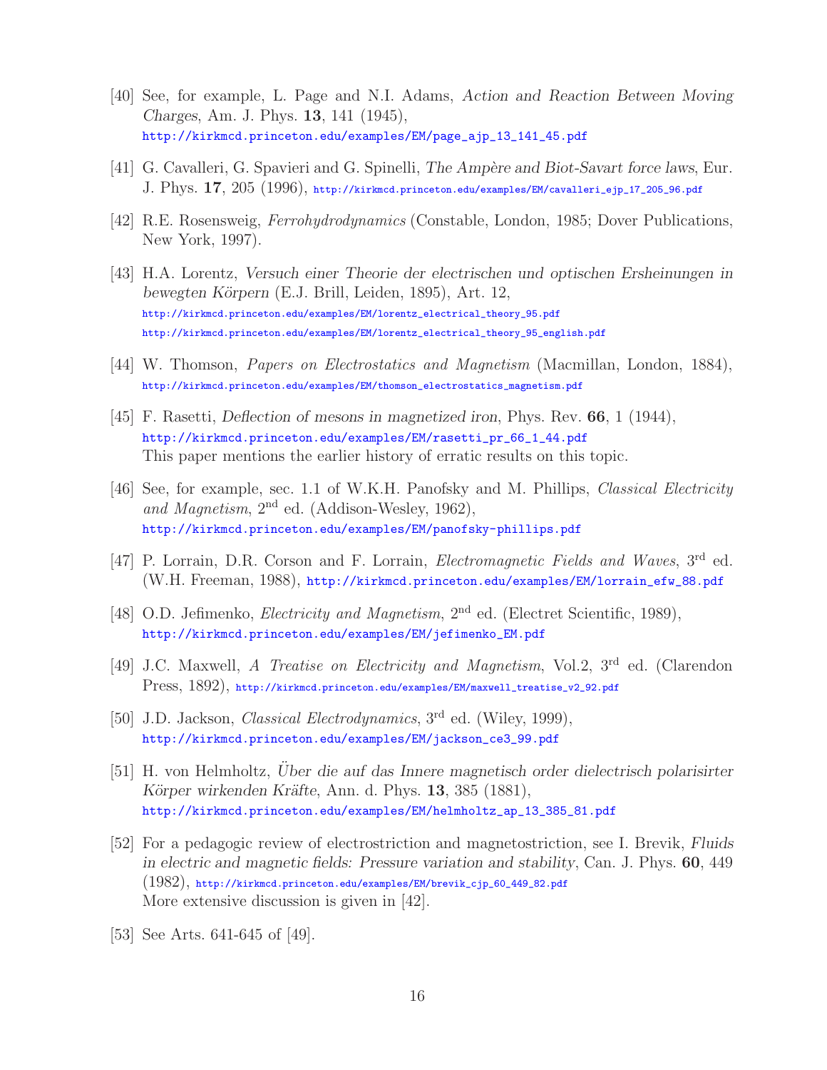[40] See, for example, L. Page and N.I. Adams, *Action and Reaction Between Moving Charges*, Am. J. Phys. **13**, 141 (1945),
http://kirkmcd.princeton.edu/examples/EM/page_ajp_13_141_45.pdf

[41] G. Cavalleri, G. Spavieri and G. Spinelli, *The Ampère and Biot-Savart force laws*, Eur. J. Phys. **17**, 205 (1996), http://kirkmcd.princeton.edu/examples/EM/cavalleri_ejp_17_205_96.pdf

[42] R.E. Rosensweig, *Ferrohydrodynamics* (Constable, London, 1985; Dover Publications, New York, 1997).

[43] H.A. Lorentz, *Versuch einer Theorie der electrischen und optischen Ersheinungen in bewegten Körpern* (E.J. Brill, Leiden, 1895), Art. 12,
http://kirkmcd.princeton.edu/examples/EM/lorentz_electrical_theory_95.pdf
http://kirkmcd.princeton.edu/examples/EM/lorentz_electrical_theory_95_english.pdf

[44] W. Thomson, *Papers on Electrostatics and Magnetism* (Macmillan, London, 1884),
http://kirkmcd.princeton.edu/examples/EM/thomson_electrostatics_magnetism.pdf

[45] F. Rasetti, *Deflection of mesons in magnetized iron*, Phys. Rev. **66**, 1 (1944),
http://kirkmcd.princeton.edu/examples/EM/rasetti_pr_66_1_44.pdf
This paper mentions the earlier history of erratic results on this topic.

[46] See, for example, sec. 1.1 of W.K.H. Panofsky and M. Phillips, *Classical Electricity and Magnetism*, 2nd ed. (Addison-Wesley, 1962),
http://kirkmcd.princeton.edu/examples/EM/panofsky-phillips.pdf

[47] P. Lorrain, D.R. Corson and F. Lorrain, *Electromagnetic Fields and Waves*, 3rd ed. (W.H. Freeman, 1988), http://kirkmcd.princeton.edu/examples/EM/lorrain_efw_88.pdf

[48] O.D. Jefimenko, *Electricity and Magnetism*, 2nd ed. (Electret Scientific, 1989),
http://kirkmcd.princeton.edu/examples/EM/jefimenko_EM.pdf

[49] J.C. Maxwell, *A Treatise on Electricity and Magnetism*, Vol.2, 3rd ed. (Clarendon Press, 1892), http://kirkmcd.princeton.edu/examples/EM/maxwell_treatise_v2_92.pdf

[50] J.D. Jackson, *Classical Electrodynamics*, 3rd ed. (Wiley, 1999),
http://kirkmcd.princeton.edu/examples/EM/jackson_ce3_99.pdf

[51] H. von Helmholtz, *Über die auf das Innere magnetisch order dielectrisch polarisirter Körper wirkenden Kräfte*, Ann. d. Phys. **13**, 385 (1881),
http://kirkmcd.princeton.edu/examples/EM/helmholtz_ap_13_385_81.pdf

[52] For a pedagogic review of electrostriction and magnetostriction, see I. Brevik, *Fluids in electric and magnetic fields: Pressure variation and stability*, Can. J. Phys. **60**, 449 (1982), http://kirkmcd.princeton.edu/examples/EM/brevik_cjp_60_449_82.pdf
More extensive discussion is given in [42].

[53] See Arts. 641-645 of [49].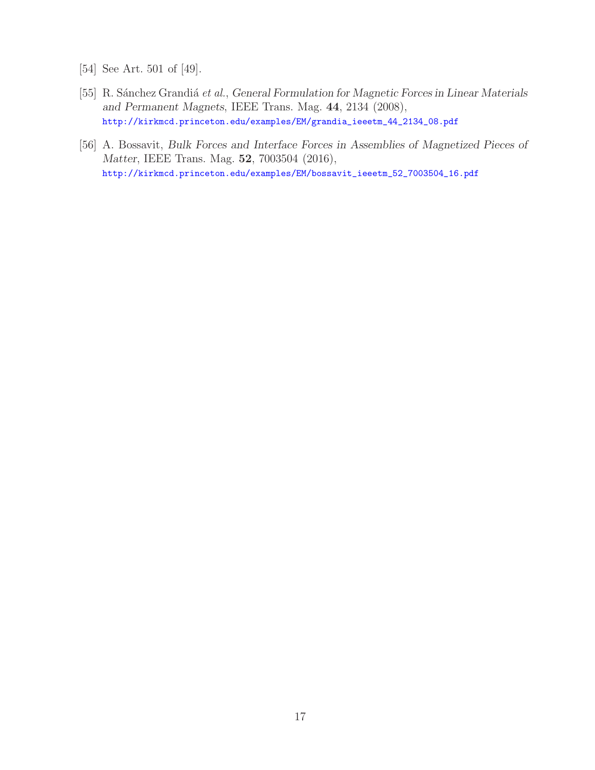[54] See Art. 501 of [49].

[55] R. Sánchez Grandiá *et al.*, *General Formulation for Magnetic Forces in Linear Materials and Permanent Magnets*, IEEE Trans. Mag. **44**, 2134 (2008), http://kirkmcd.princeton.edu/examples/EM/grandia_ieeetm_44_2134_08.pdf

[56] A. Bossavit, *Bulk Forces and Interface Forces in Assemblies of Magnetized Pieces of Matter*, IEEE Trans. Mag. **52**, 7003504 (2016), http://kirkmcd.princeton.edu/examples/EM/bossavit_ieeetm_52_7003504_16.pdf